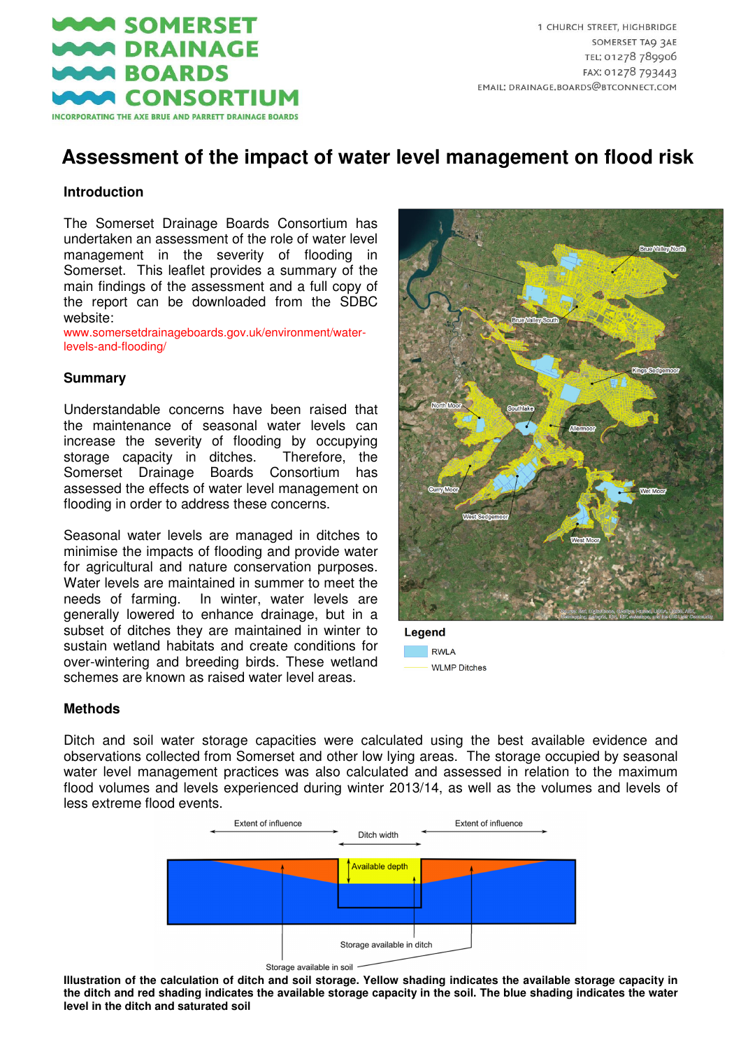# SOMERSET DRAINAGE BOARDS CONSORTIUM

INCORPORATING THE AXE BRUE AND PARRETT DRAINAGE BOARDS

1 CHURCH STREET, HIGHBRIDGE
SOMERSET TA9 3AE
TEL: 01278 789906
FAX: 01278 793443
EMAIL: DRAINAGE.BOARDS@BTCONNECT.COM

# Assessment of the impact of water level management on flood risk

## Introduction

The Somerset Drainage Boards Consortium has undertaken an assessment of the role of water level management in the severity of flooding in Somerset. This leaflet provides a summary of the main findings of the assessment and a full copy of the report can be downloaded from the SDBC website:
www.somersetdrainageboards.gov.uk/environment/water-levels-and-flooding/

## Summary

Understandable concerns have been raised that the maintenance of seasonal water levels can increase the severity of flooding by occupying storage capacity in ditches. Therefore, the Somerset Drainage Boards Consortium has assessed the effects of water level management on flooding in order to address these concerns.

Seasonal water levels are managed in ditches to minimise the impacts of flooding and provide water for agricultural and nature conservation purposes. Water levels are maintained in summer to meet the needs of farming. In winter, water levels are generally lowered to enhance drainage, but in a subset of ditches they are maintained in winter to sustain wetland habitats and create conditions for over-wintering and breeding birds. These wetland schemes are known as raised water level areas.

Legend
- RWLA
- WLMP Ditches

## Methods

Ditch and soil water storage capacities were calculated using the best available evidence and observations collected from Somerset and other low lying areas. The storage occupied by seasonal water level management practices was also calculated and assessed in relation to the maximum flood volumes and levels experienced during winter 2013/14, as well as the volumes and levels of less extreme flood events.

**Illustration of the calculation of ditch and soil storage. Yellow shading indicates the available storage capacity in the ditch and red shading indicates the available storage capacity in the soil. The blue shading indicates the water level in the ditch and saturated soil**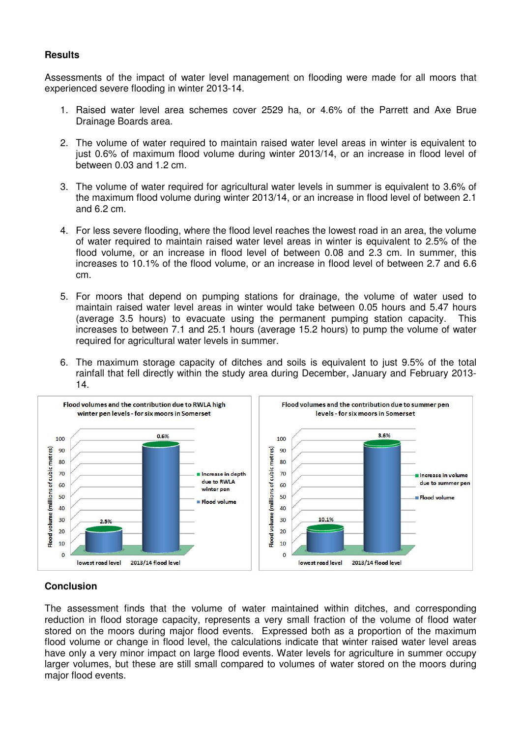**Results**

Assessments of the impact of water level management on flooding were made for all moors that experienced severe flooding in winter 2013-14.

1. Raised water level area schemes cover 2529 ha, or 4.6% of the Parrett and Axe Brue Drainage Boards area.

2. The volume of water required to maintain raised water level areas in winter is equivalent to just 0.6% of maximum flood volume during winter 2013/14, or an increase in flood level of between 0.03 and 1.2 cm.

3. The volume of water required for agricultural water levels in summer is equivalent to 3.6% of the maximum flood volume during winter 2013/14, or an increase in flood level of between 2.1 and 6.2 cm.

4. For less severe flooding, where the flood level reaches the lowest road in an area, the volume of water required to maintain raised water level areas in winter is equivalent to 2.5% of the flood volume, or an increase in flood level of between 0.08 and 2.3 cm. In summer, this increases to 10.1% of the flood volume, or an increase in flood level of between 2.7 and 6.6 cm.

5. For moors that depend on pumping stations for drainage, the volume of water used to maintain raised water level areas in winter would take between 0.05 hours and 5.47 hours (average 3.5 hours) to evacuate using the permanent pumping station capacity. This increases to between 7.1 and 25.1 hours (average 15.2 hours) to pump the volume of water required for agricultural water levels in summer.

6. The maximum storage capacity of ditches and soils is equivalent to just 9.5% of the total rainfall that fell directly within the study area during December, January and February 2013-14.

Flood volumes and the contribution due to RWLA high winter pen levels - for six moors in Somerset

Flood volume (millions of cubic metres)

0 10 20 30 40 50 60 70 80 90 100

2.5%

0.6%

lowest road level

2013/14 flood level

Increase in depth due to RWLA winter pen

Flood volume

Flood volumes and the contribution due to summer pen levels - for six moors in Somerset

Flood volume (millions of cubic metres)

0 10 20 30 40 50 60 70 80 90 100

10.1%

3.6%

lowest road level

2013/14 flood level

Increase in volume due to summer pen

Flood volume

**Conclusion**

The assessment finds that the volume of water maintained within ditches, and corresponding reduction in flood storage capacity, represents a very small fraction of the volume of flood water stored on the moors during major flood events. Expressed both as a proportion of the maximum flood volume or change in flood level, the calculations indicate that winter raised water level areas have only a very minor impact on large flood events. Water levels for agriculture in summer occupy larger volumes, but these are still small compared to volumes of water stored on the moors during major flood events.